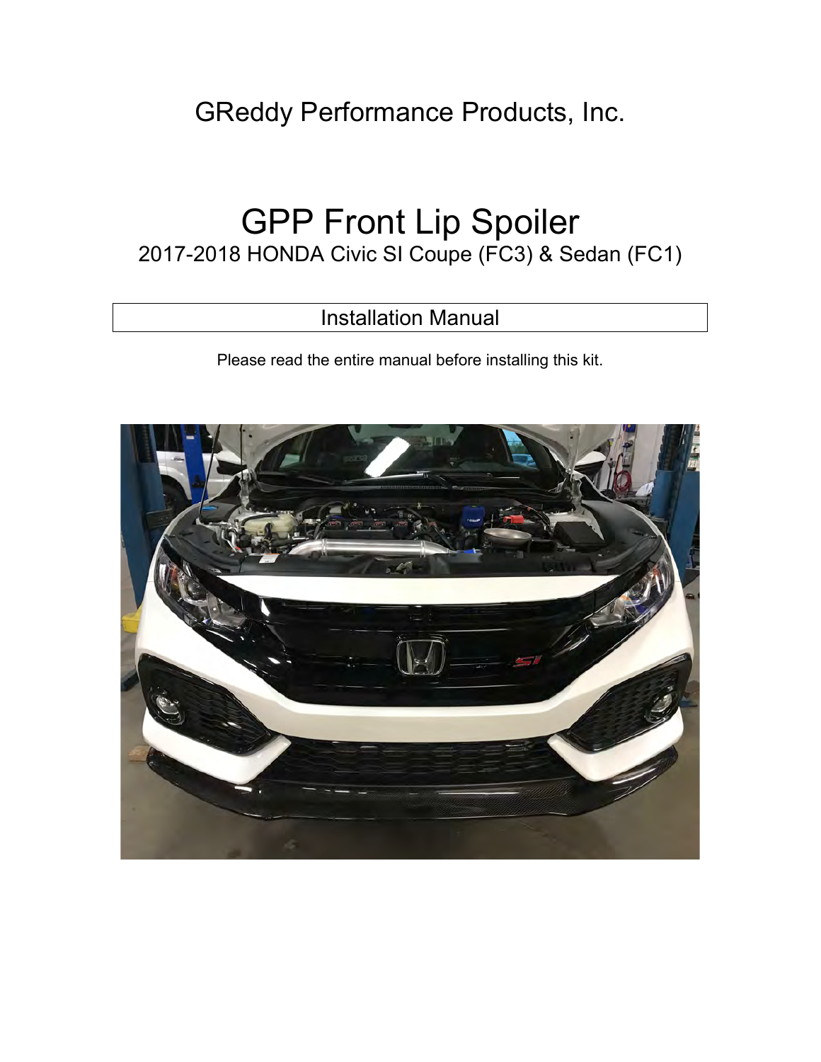GReddy Performance Products, Inc.

# GPP Front Lip Spoiler

## 2017-2018 HONDA Civic SI Coupe (FC3) & Sedan (FC1)

### Installation Manual

Please read the entire manual before installing this kit.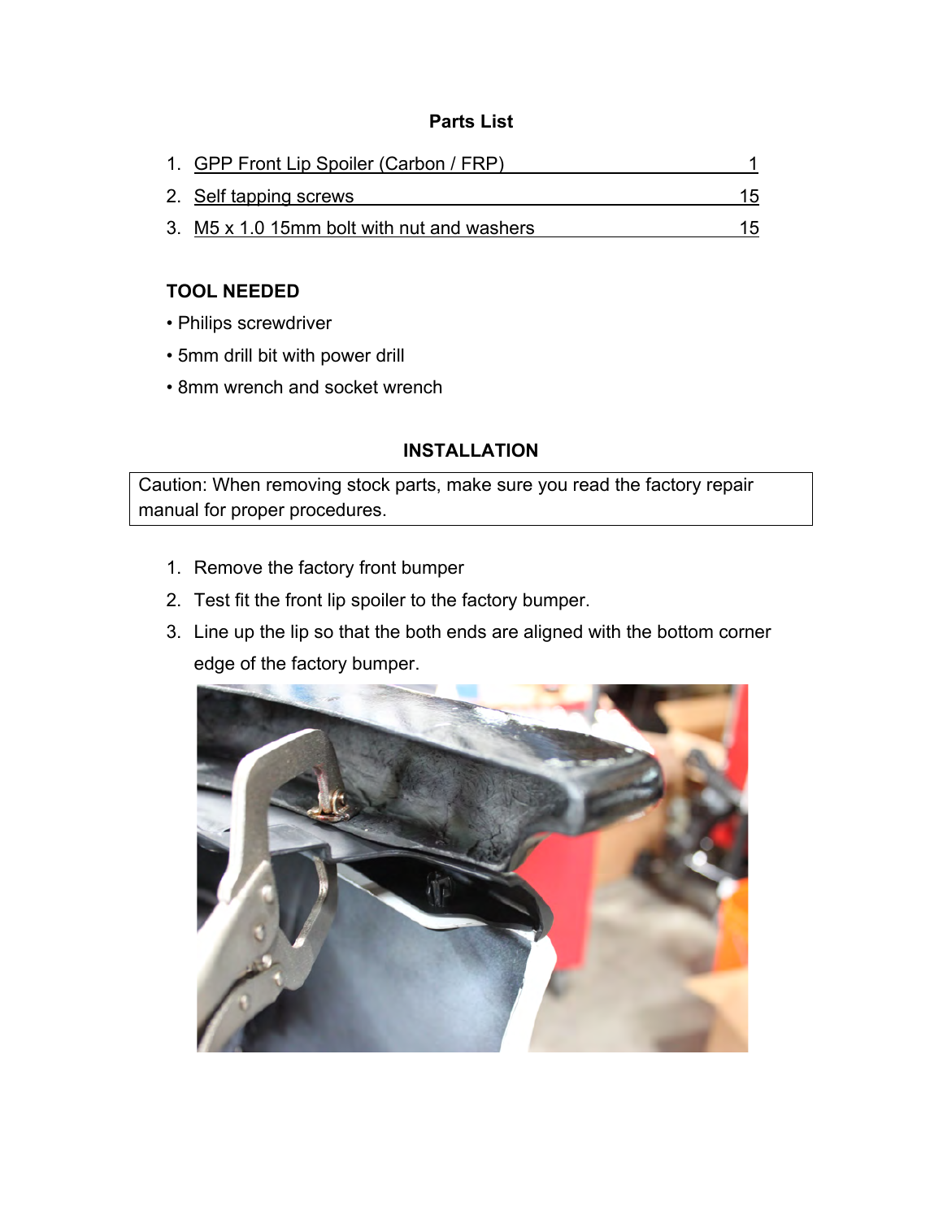**Parts List**

1. GPP Front Lip Spoiler (Carbon / FRP) 1
2. Self tapping screws 15
3. M5 x 1.0 15mm bolt with nut and washers 15

**TOOL NEEDED**

- Philips screwdriver
- 5mm drill bit with power drill
- 8mm wrench and socket wrench

**INSTALLATION**

Caution: When removing stock parts, make sure you read the factory repair manual for proper procedures.

1. Remove the factory front bumper
2. Test fit the front lip spoiler to the factory bumper.
3. Line up the lip so that the both ends are aligned with the bottom corner edge of the factory bumper.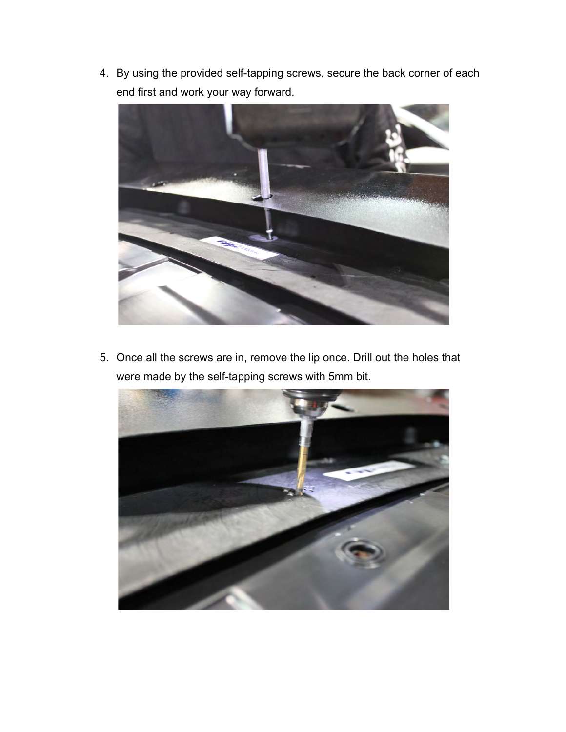4. By using the provided self-tapping screws, secure the back corner of each end first and work your way forward.

5. Once all the screws are in, remove the lip once. Drill out the holes that were made by the self-tapping screws with 5mm bit.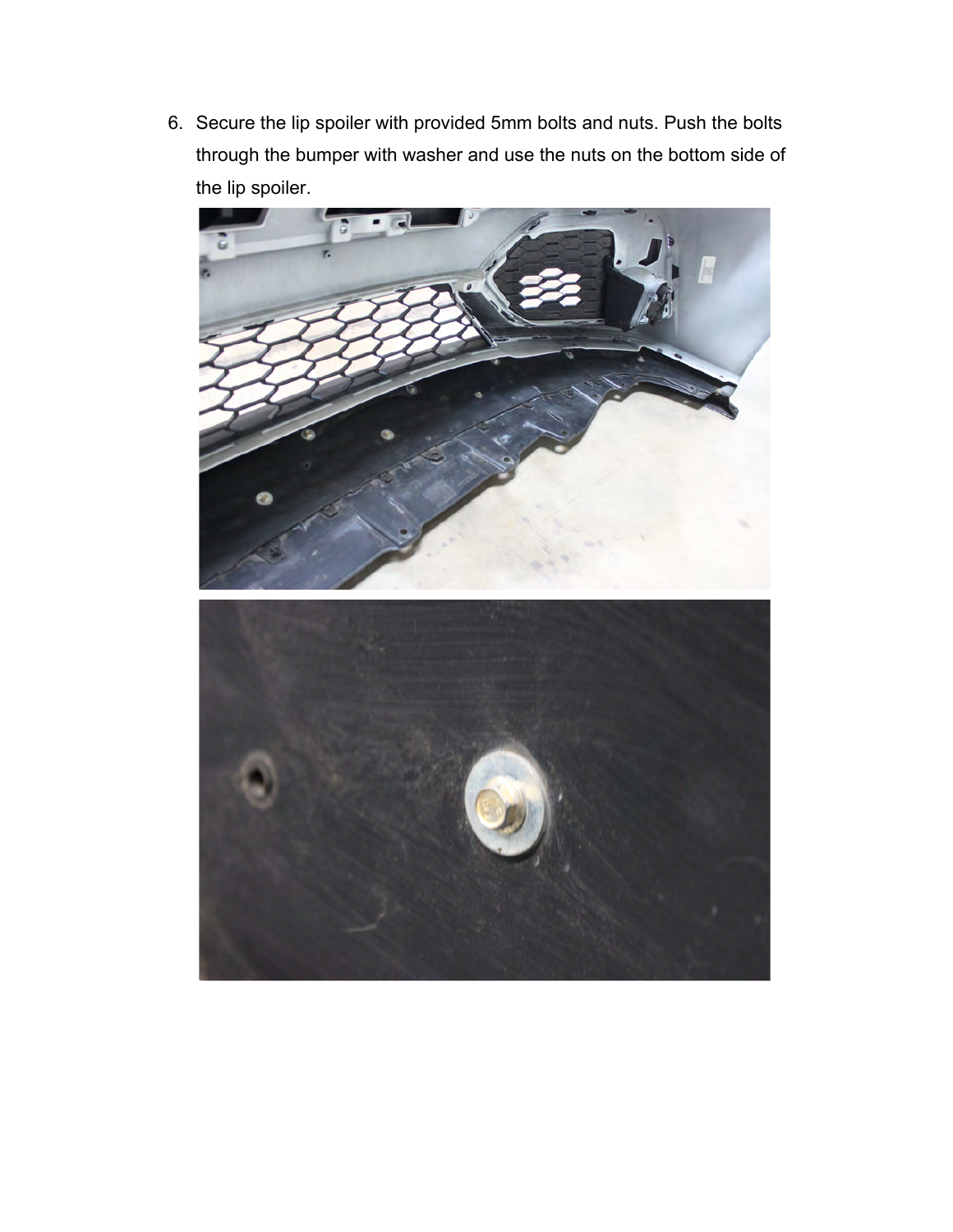6. Secure the lip spoiler with provided 5mm bolts and nuts. Push the bolts through the bumper with washer and use the nuts on the bottom side of the lip spoiler.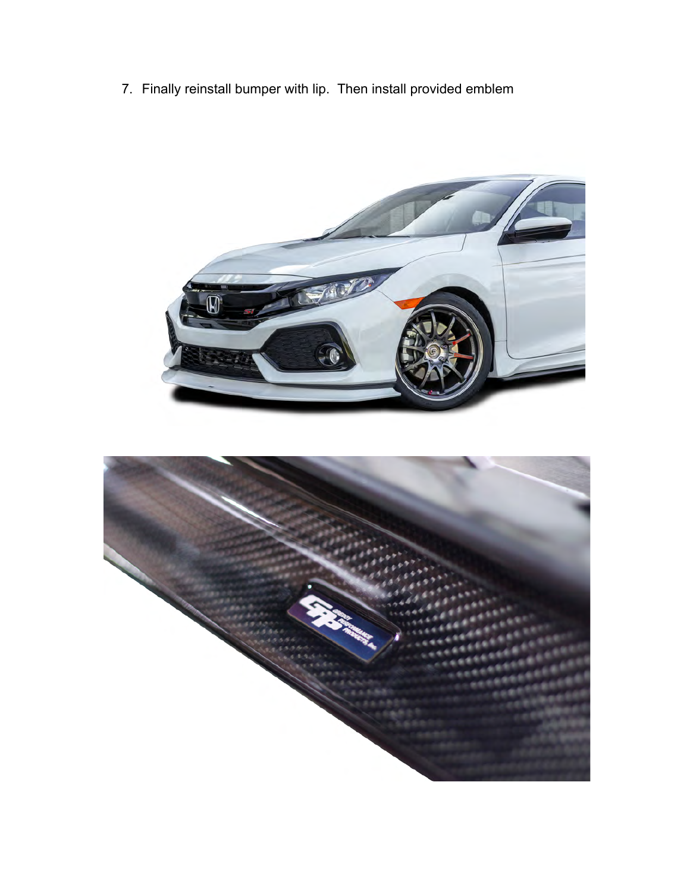7. Finally reinstall bumper with lip. Then install provided emblem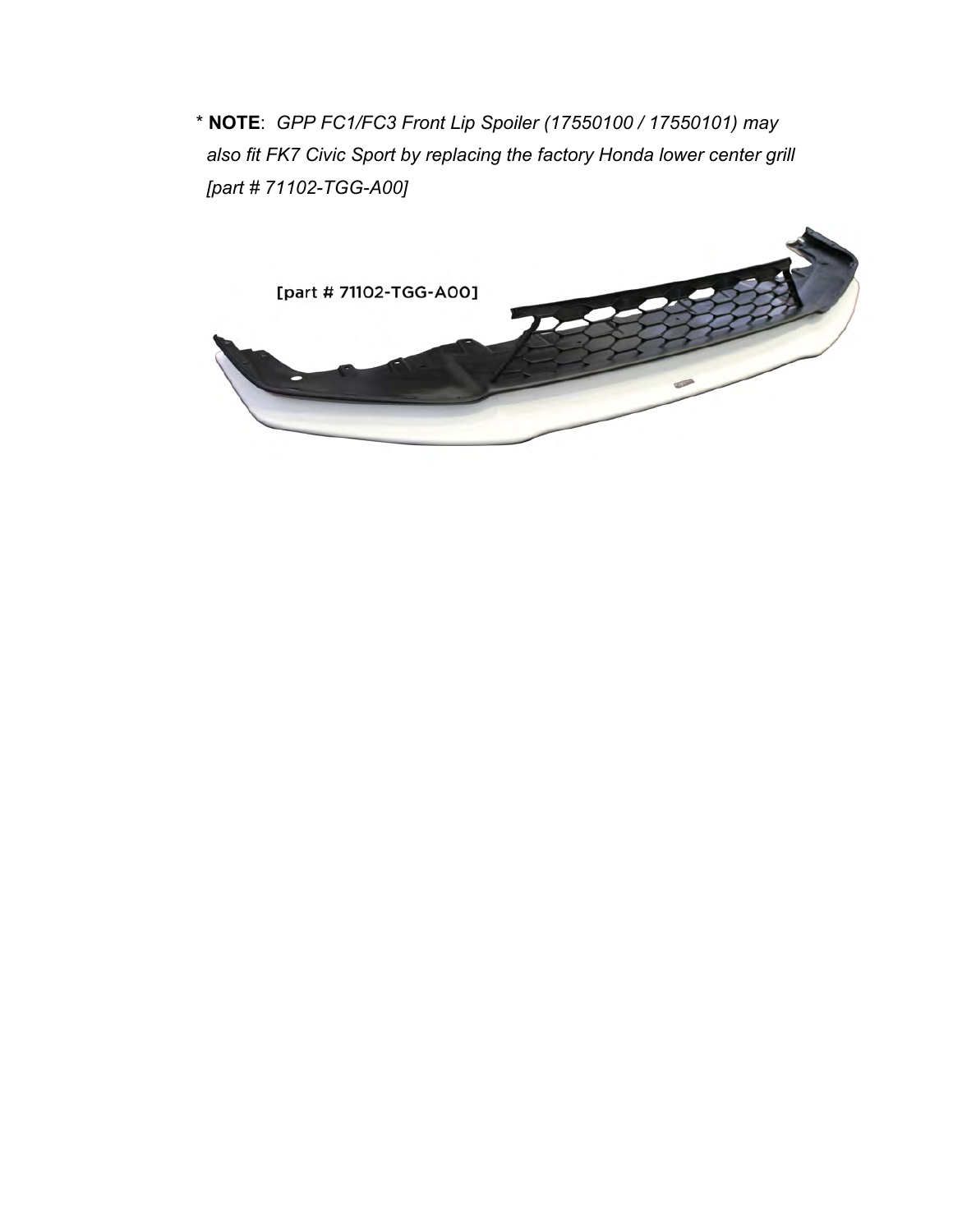* **NOTE**: *GPP FC1/FC3 Front Lip Spoiler (17550100 / 17550101) may also fit FK7 Civic Sport by replacing the factory Honda lower center grill [part # 71102-TGG-A00]*

[part # 71102-TGG-A00]